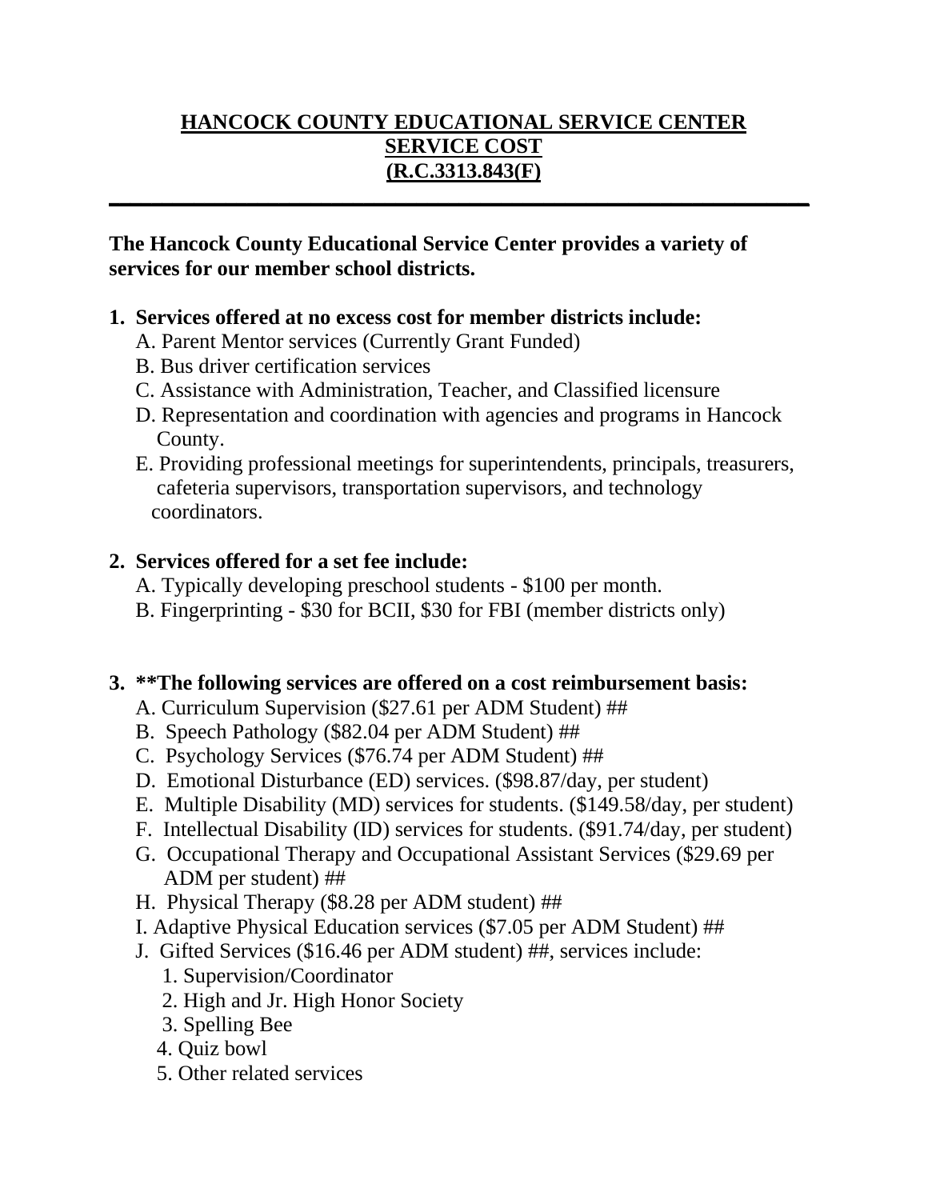# HANCOCK COUNTY EDUCATIONAL SERVICE CENTER
## SERVICE COST
## (R.C.3313.843(F)

---

**The Hancock County Educational Service Center provides a variety of services for our member school districts.**

1. **Services offered at no excess cost for member districts include:**
   - A. Parent Mentor services (Currently Grant Funded)
   - B. Bus driver certification services
   - C. Assistance with Administration, Teacher, and Classified licensure
   - D. Representation and coordination with agencies and programs in Hancock County.
   - E. Providing professional meetings for superintendents, principals, treasurers, cafeteria supervisors, transportation supervisors, and technology coordinators.

2. **Services offered for a set fee include:**
   - A. Typically developing preschool students - $100 per month.
   - B. Fingerprinting - $30 for BCII, $30 for FBI (member districts only)

3. **\*\*The following services are offered on a cost reimbursement basis:**
   - A. Curriculum Supervision ($27.61 per ADM Student) ##
   - B. Speech Pathology ($82.04 per ADM Student) ##
   - C. Psychology Services ($76.74 per ADM Student) ##
   - D. Emotional Disturbance (ED) services. ($98.87/day, per student)
   - E. Multiple Disability (MD) services for students. ($149.58/day, per student)
   - F. Intellectual Disability (ID) services for students. ($91.74/day, per student)
   - G. Occupational Therapy and Occupational Assistant Services ($29.69 per ADM per student) ##
   - H. Physical Therapy ($8.28 per ADM student) ##
   - I. Adaptive Physical Education services ($7.05 per ADM Student) ##
   - J. Gifted Services ($16.46 per ADM student) ##, services include:
     1. Supervision/Coordinator
     2. High and Jr. High Honor Society
     3. Spelling Bee
     4. Quiz bowl
     5. Other related services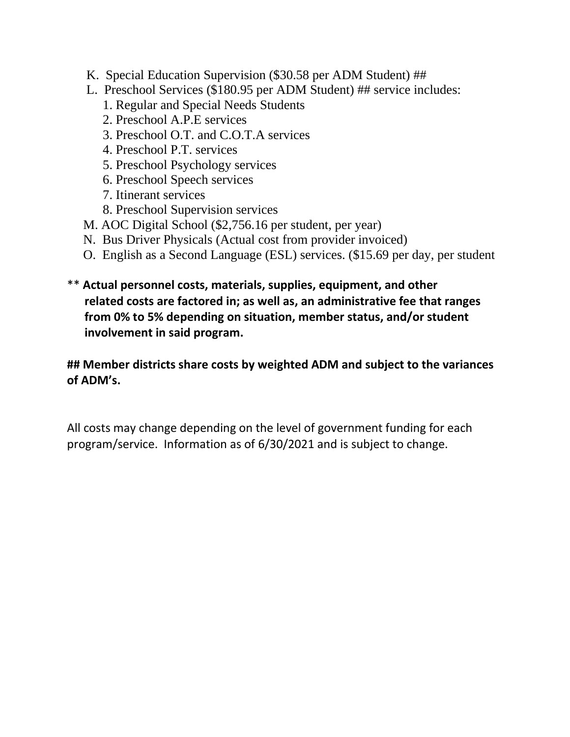K. Special Education Supervision ($30.58 per ADM Student) ##

L. Preschool Services ($180.95 per ADM Student) ## service includes:

   1. Regular and Special Needs Students
   2. Preschool A.P.E services
   3. Preschool O.T. and C.O.T.A services
   4. Preschool P.T. services
   5. Preschool Psychology services
   6. Preschool Speech services
   7. Itinerant services
   8. Preschool Supervision services

M. AOC Digital School ($2,756.16 per student, per year)

N. Bus Driver Physicals (Actual cost from provider invoiced)

O. English as a Second Language (ESL) services. ($15.69 per day, per student

** **Actual personnel costs, materials, supplies, equipment, and other related costs are factored in; as well as, an administrative fee that ranges from 0% to 5% depending on situation, member status, and/or student involvement in said program.**

**## Member districts share costs by weighted ADM and subject to the variances of ADM's.**

All costs may change depending on the level of government funding for each program/service. Information as of 6/30/2021 and is subject to change.